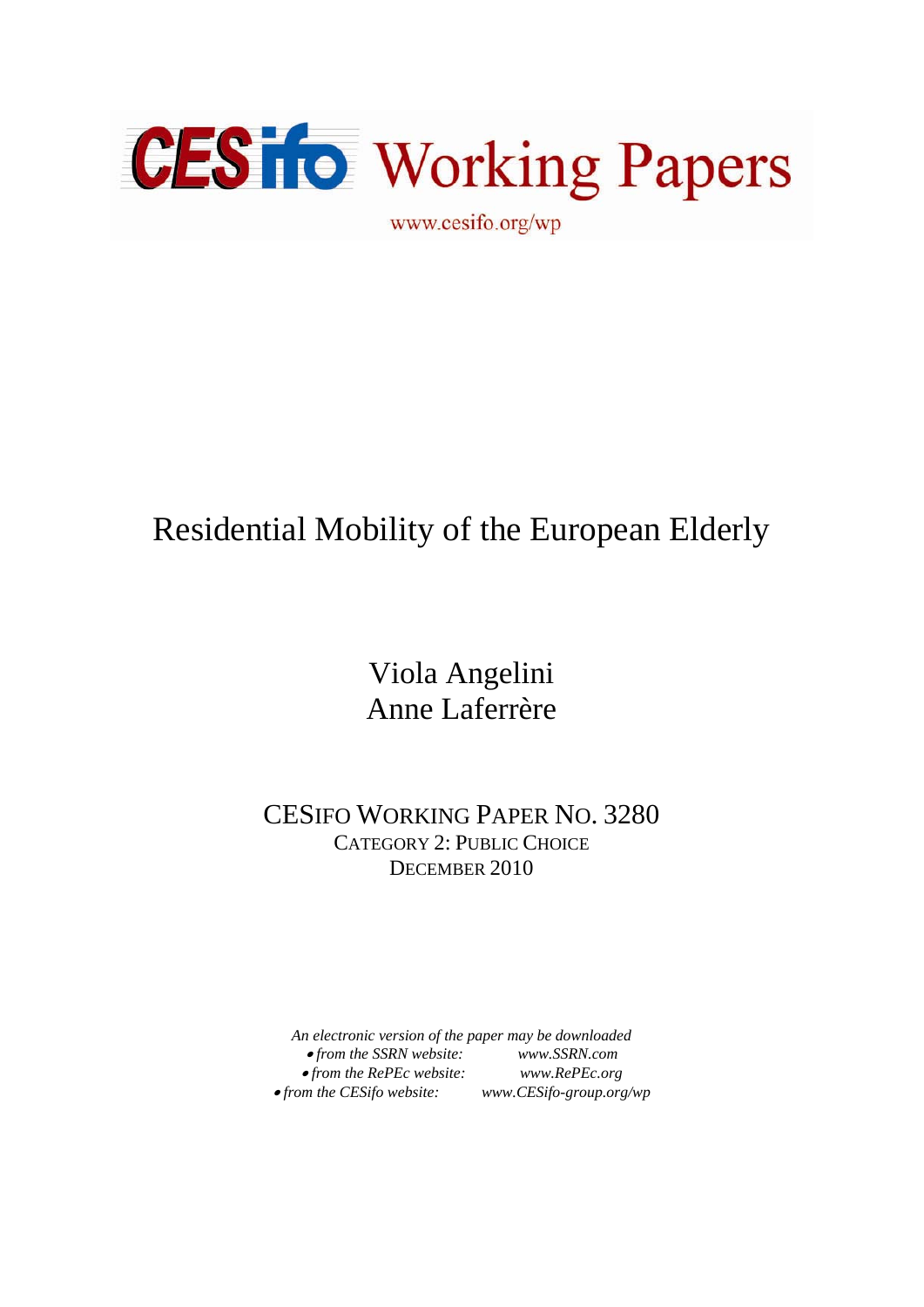# CESifo Working Papers

www.cesifo.org/wp

# Residential Mobility of the European Elderly

Viola Angelini
Anne Laferrère

CESIFO WORKING PAPER NO. 3280
CATEGORY 2: PUBLIC CHOICE
DECEMBER 2010

*An electronic version of the paper may be downloaded*

- *from the SSRN website:* *www.SSRN.com*
- *from the RePEc website:* *www.RePEc.org*
- *from the CESifo website:* *www.CESifo-group.org/wp*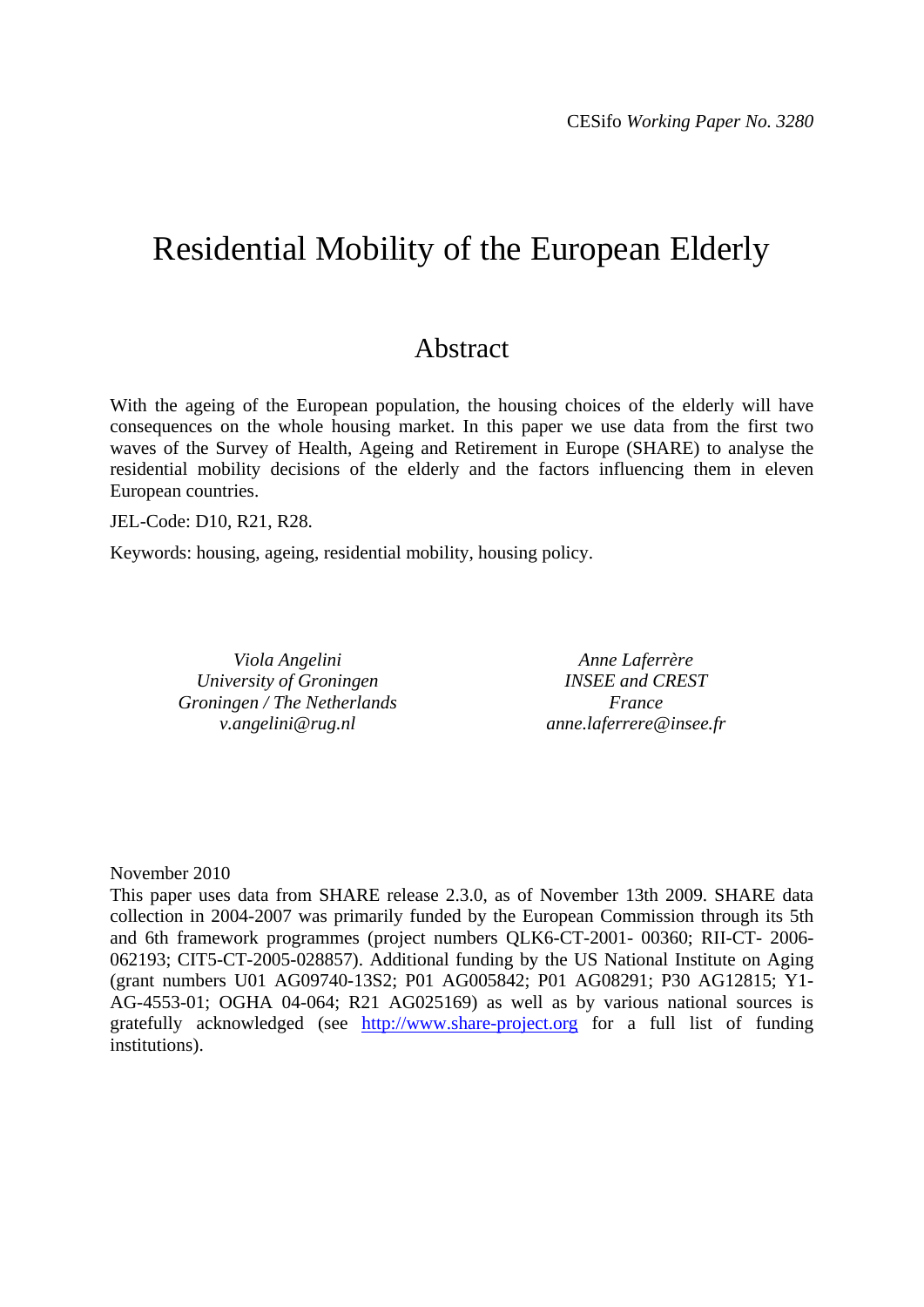CESifo *Working Paper No. 3280*

# Residential Mobility of the European Elderly

## Abstract

With the ageing of the European population, the housing choices of the elderly will have consequences on the whole housing market. In this paper we use data from the first two waves of the Survey of Health, Ageing and Retirement in Europe (SHARE) to analyse the residential mobility decisions of the elderly and the factors influencing them in eleven European countries.

JEL-Code: D10, R21, R28.

Keywords: housing, ageing, residential mobility, housing policy.

*Viola Angelini*
*University of Groningen*
*Groningen / The Netherlands*
*v.angelini@rug.nl*

*Anne Laferrère*
*INSEE and CREST*
*France*
*anne.laferrere@insee.fr*

November 2010
This paper uses data from SHARE release 2.3.0, as of November 13th 2009. SHARE data collection in 2004-2007 was primarily funded by the European Commission through its 5th and 6th framework programmes (project numbers QLK6-CT-2001- 00360; RII-CT- 2006-062193; CIT5-CT-2005-028857). Additional funding by the US National Institute on Aging (grant numbers U01 AG09740-13S2; P01 AG005842; P01 AG08291; P30 AG12815; Y1-AG-4553-01; OGHA 04-064; R21 AG025169) as well as by various national sources is gratefully acknowledged (see http://www.share-project.org for a full list of funding institutions).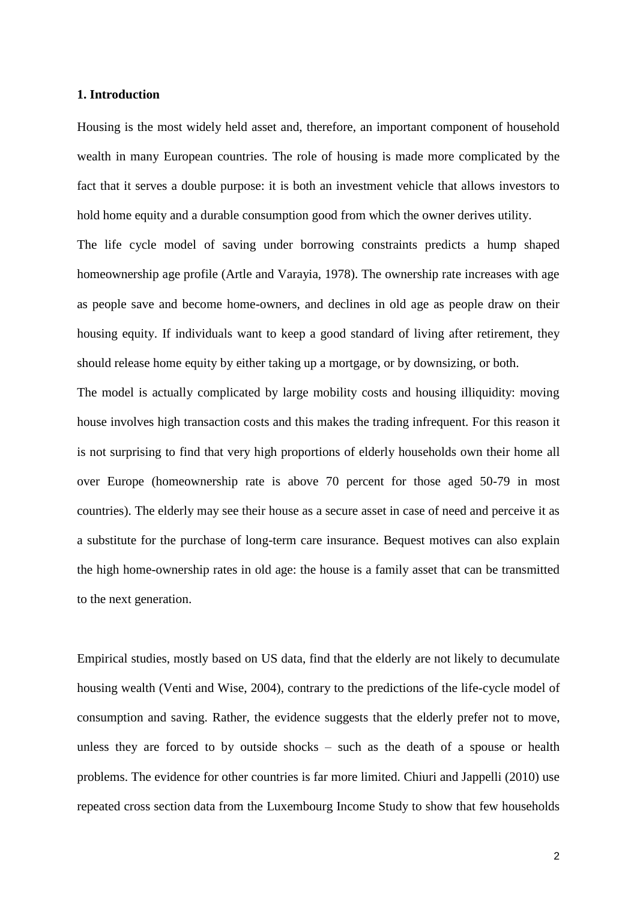## 1. Introduction

Housing is the most widely held asset and, therefore, an important component of household wealth in many European countries. The role of housing is made more complicated by the fact that it serves a double purpose: it is both an investment vehicle that allows investors to hold home equity and a durable consumption good from which the owner derives utility.

The life cycle model of saving under borrowing constraints predicts a hump shaped homeownership age profile (Artle and Varayia, 1978). The ownership rate increases with age as people save and become home-owners, and declines in old age as people draw on their housing equity. If individuals want to keep a good standard of living after retirement, they should release home equity by either taking up a mortgage, or by downsizing, or both.

The model is actually complicated by large mobility costs and housing illiquidity: moving house involves high transaction costs and this makes the trading infrequent. For this reason it is not surprising to find that very high proportions of elderly households own their home all over Europe (homeownership rate is above 70 percent for those aged 50-79 in most countries). The elderly may see their house as a secure asset in case of need and perceive it as a substitute for the purchase of long-term care insurance. Bequest motives can also explain the high home-ownership rates in old age: the house is a family asset that can be transmitted to the next generation.

Empirical studies, mostly based on US data, find that the elderly are not likely to decumulate housing wealth (Venti and Wise, 2004), contrary to the predictions of the life-cycle model of consumption and saving. Rather, the evidence suggests that the elderly prefer not to move, unless they are forced to by outside shocks – such as the death of a spouse or health problems. The evidence for other countries is far more limited. Chiuri and Jappelli (2010) use repeated cross section data from the Luxembourg Income Study to show that few households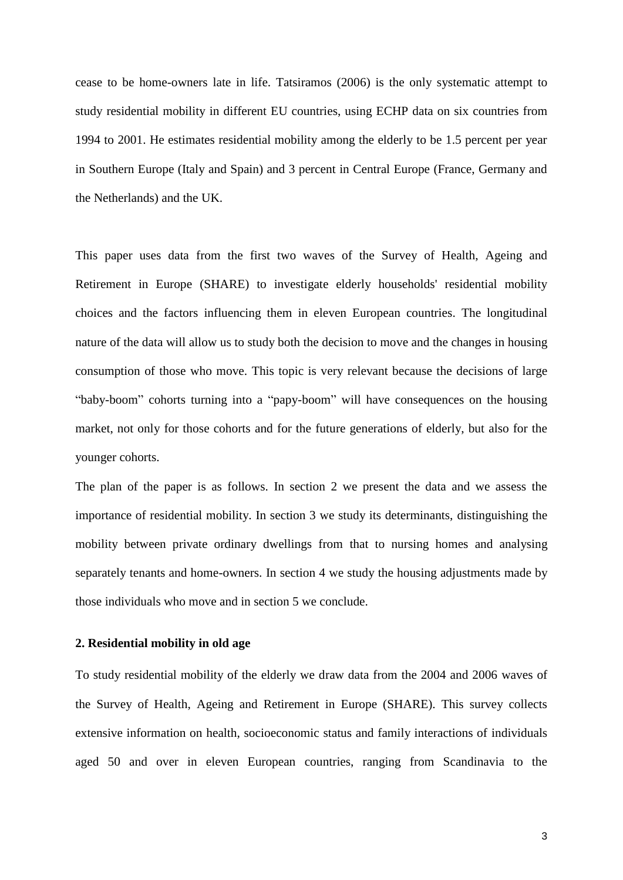cease to be home-owners late in life. Tatsiramos (2006) is the only systematic attempt to study residential mobility in different EU countries, using ECHP data on six countries from 1994 to 2001. He estimates residential mobility among the elderly to be 1.5 percent per year in Southern Europe (Italy and Spain) and 3 percent in Central Europe (France, Germany and the Netherlands) and the UK.

This paper uses data from the first two waves of the Survey of Health, Ageing and Retirement in Europe (SHARE) to investigate elderly households' residential mobility choices and the factors influencing them in eleven European countries. The longitudinal nature of the data will allow us to study both the decision to move and the changes in housing consumption of those who move. This topic is very relevant because the decisions of large "baby-boom" cohorts turning into a "papy-boom" will have consequences on the housing market, not only for those cohorts and for the future generations of elderly, but also for the younger cohorts.

The plan of the paper is as follows. In section 2 we present the data and we assess the importance of residential mobility. In section 3 we study its determinants, distinguishing the mobility between private ordinary dwellings from that to nursing homes and analysing separately tenants and home-owners. In section 4 we study the housing adjustments made by those individuals who move and in section 5 we conclude.

## 2. Residential mobility in old age

To study residential mobility of the elderly we draw data from the 2004 and 2006 waves of the Survey of Health, Ageing and Retirement in Europe (SHARE). This survey collects extensive information on health, socioeconomic status and family interactions of individuals aged 50 and over in eleven European countries, ranging from Scandinavia to the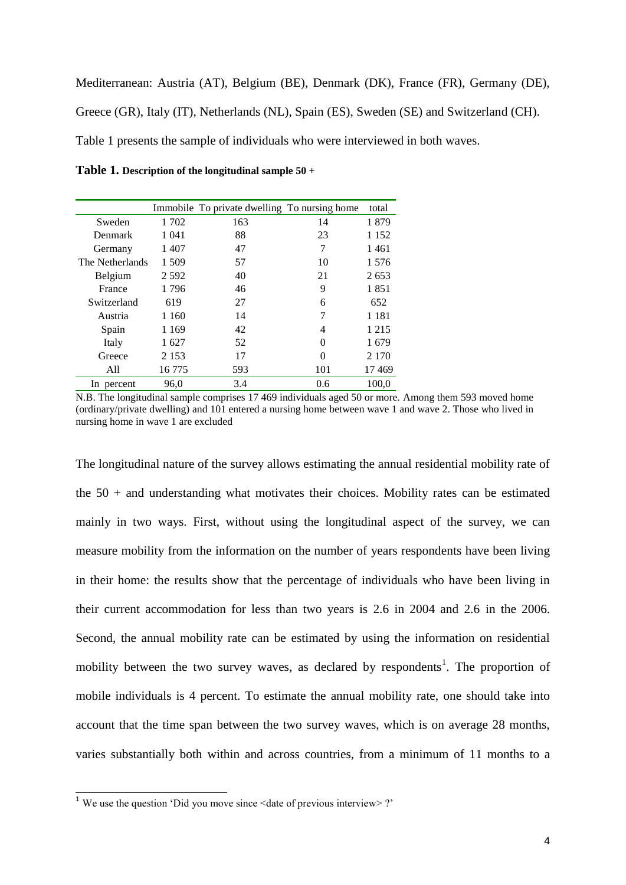Mediterranean: Austria (AT), Belgium (BE), Denmark (DK), France (FR), Germany (DE), Greece (GR), Italy (IT), Netherlands (NL), Spain (ES), Sweden (SE) and Switzerland (CH). Table 1 presents the sample of individuals who were interviewed in both waves.

**Table 1. Description of the longitudinal sample 50 +**

| | Immobile | To private dwelling | To nursing home | total |
|---|---|---|---|---|
| Sweden | 1 702 | 163 | 14 | 1 879 |
| Denmark | 1 041 | 88 | 23 | 1 152 |
| Germany | 1 407 | 47 | 7 | 1 461 |
| The Netherlands | 1 509 | 57 | 10 | 1 576 |
| Belgium | 2 592 | 40 | 21 | 2 653 |
| France | 1 796 | 46 | 9 | 1 851 |
| Switzerland | 619 | 27 | 6 | 652 |
| Austria | 1 160 | 14 | 7 | 1 181 |
| Spain | 1 169 | 42 | 4 | 1 215 |
| Italy | 1 627 | 52 | 0 | 1 679 |
| Greece | 2 153 | 17 | 0 | 2 170 |
| All | 16 775 | 593 | 101 | 17 469 |
| In percent | 96,0 | 3.4 | 0.6 | 100,0 |

N.B. The longitudinal sample comprises 17 469 individuals aged 50 or more. Among them 593 moved home (ordinary/private dwelling) and 101 entered a nursing home between wave 1 and wave 2. Those who lived in nursing home in wave 1 are excluded

The longitudinal nature of the survey allows estimating the annual residential mobility rate of the 50 + and understanding what motivates their choices. Mobility rates can be estimated mainly in two ways. First, without using the longitudinal aspect of the survey, we can measure mobility from the information on the number of years respondents have been living in their home: the results show that the percentage of individuals who have been living in their current accommodation for less than two years is 2.6 in 2004 and 2.6 in the 2006. Second, the annual mobility rate can be estimated by using the information on residential mobility between the two survey waves, as declared by respondents[1]. The proportion of mobile individuals is 4 percent. To estimate the annual mobility rate, one should take into account that the time span between the two survey waves, which is on average 28 months, varies substantially both within and across countries, from a minimum of 11 months to a

[1] We use the question 'Did you move since <date of previous interview> ?'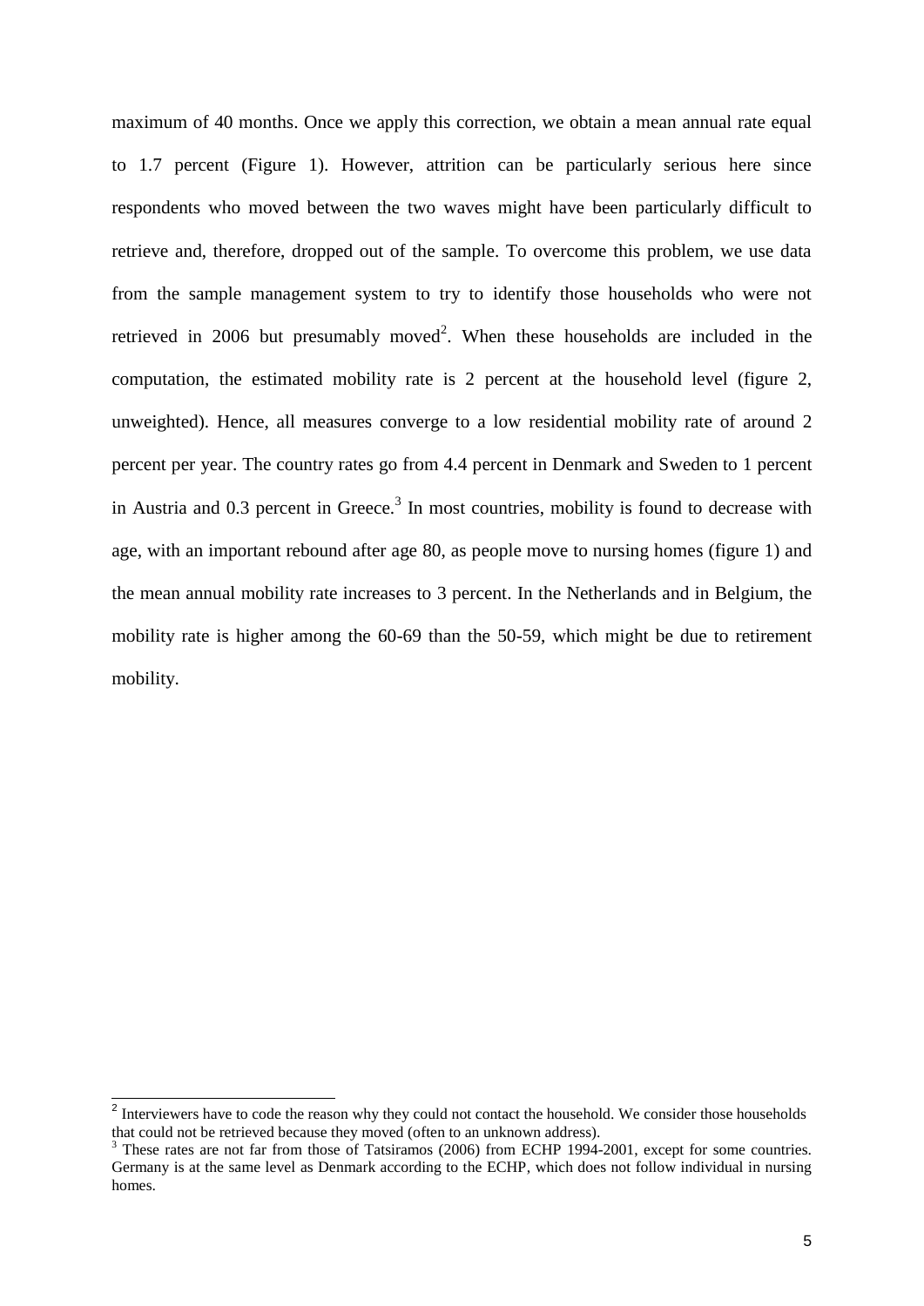maximum of 40 months. Once we apply this correction, we obtain a mean annual rate equal to 1.7 percent (Figure 1). However, attrition can be particularly serious here since respondents who moved between the two waves might have been particularly difficult to retrieve and, therefore, dropped out of the sample. To overcome this problem, we use data from the sample management system to try to identify those households who were not retrieved in 2006 but presumably moved[2]. When these households are included in the computation, the estimated mobility rate is 2 percent at the household level (figure 2, unweighted). Hence, all measures converge to a low residential mobility rate of around 2 percent per year. The country rates go from 4.4 percent in Denmark and Sweden to 1 percent in Austria and 0.3 percent in Greece.[3] In most countries, mobility is found to decrease with age, with an important rebound after age 80, as people move to nursing homes (figure 1) and the mean annual mobility rate increases to 3 percent. In the Netherlands and in Belgium, the mobility rate is higher among the 60-69 than the 50-59, which might be due to retirement mobility.

---

[2] Interviewers have to code the reason why they could not contact the household. We consider those households that could not be retrieved because they moved (often to an unknown address).

[3] These rates are not far from those of Tatsiramos (2006) from ECHP 1994-2001, except for some countries. Germany is at the same level as Denmark according to the ECHP, which does not follow individual in nursing homes.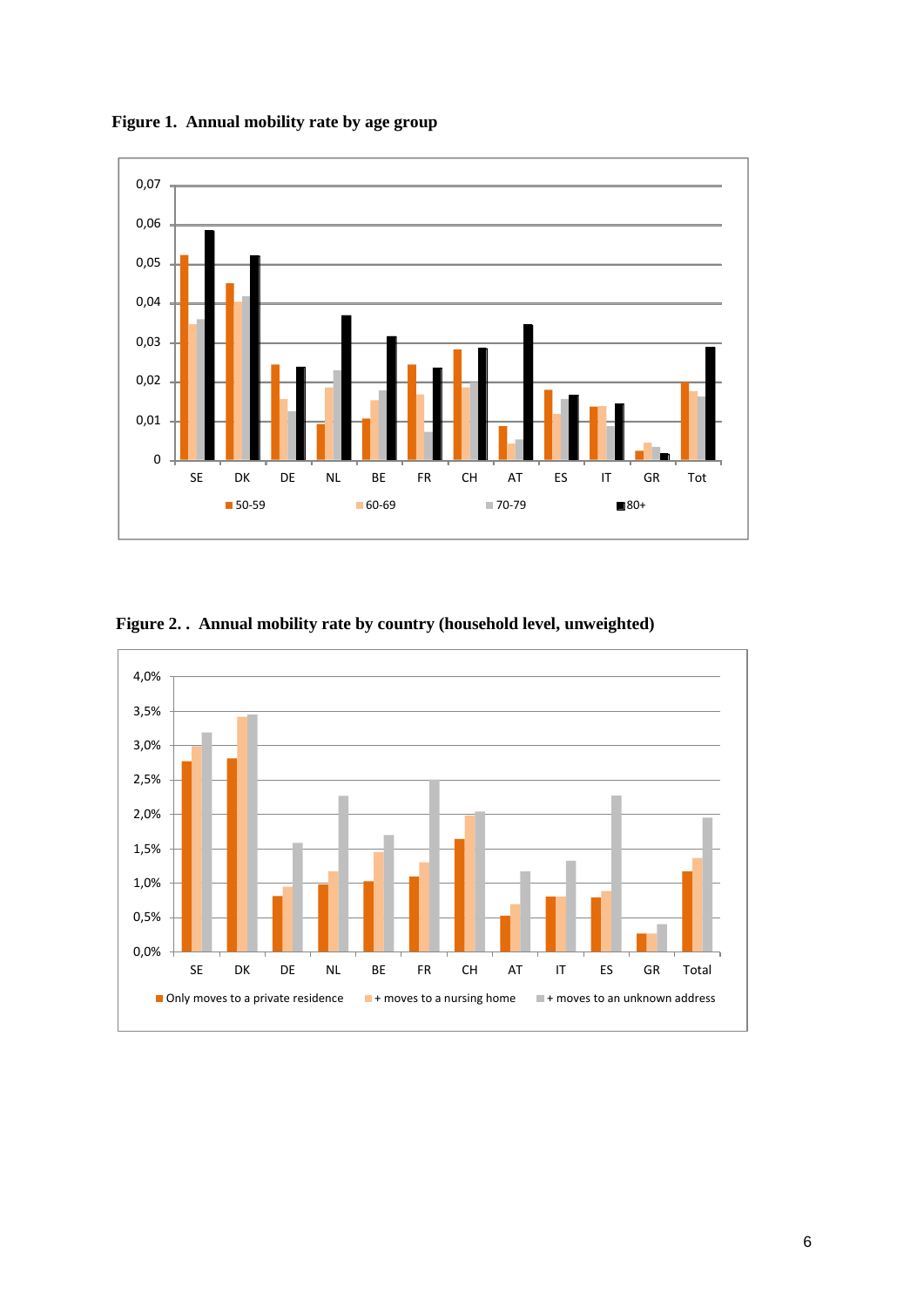**Figure 1. Annual mobility rate by age group**

0,07
0,06
0,05
0,04
0,03
0,02
0,01
0

SE DK DE NL BE FR CH AT ES IT GR Tot

50-59 60-69 70-79 80+

**Figure 2. . Annual mobility rate by country (household level, unweighted)**

4,0%
3,5%
3,0%
2,5%
2,0%
1,5%
1,0%
0,5%
0,0%

SE DK DE NL BE FR CH AT IT ES GR Total

Only moves to a private residence + moves to a nursing home + moves to an unknown address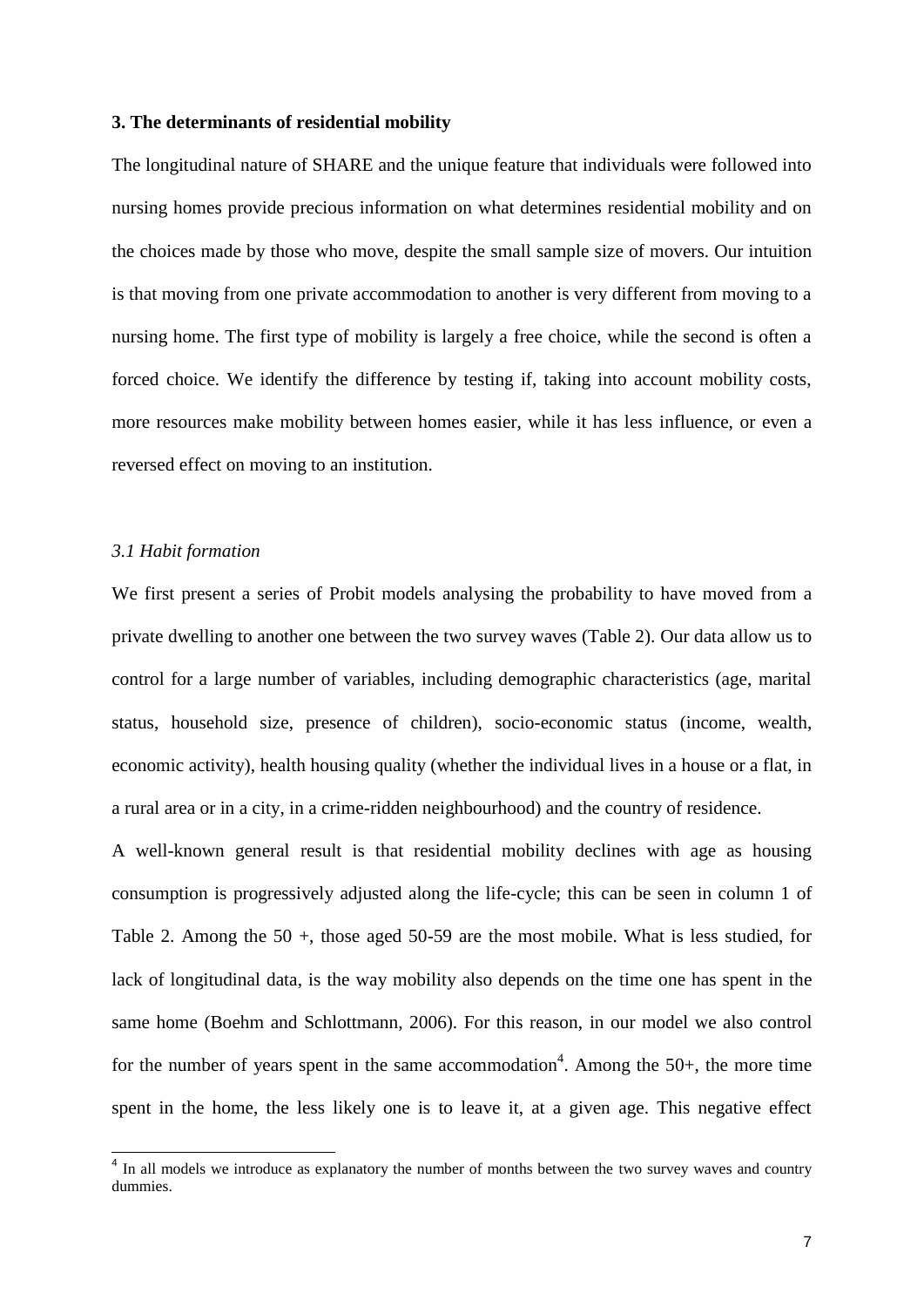## 3. The determinants of residential mobility

The longitudinal nature of SHARE and the unique feature that individuals were followed into nursing homes provide precious information on what determines residential mobility and on the choices made by those who move, despite the small sample size of movers. Our intuition is that moving from one private accommodation to another is very different from moving to a nursing home. The first type of mobility is largely a free choice, while the second is often a forced choice. We identify the difference by testing if, taking into account mobility costs, more resources make mobility between homes easier, while it has less influence, or even a reversed effect on moving to an institution.

### *3.1 Habit formation*

We first present a series of Probit models analysing the probability to have moved from a private dwelling to another one between the two survey waves (Table 2). Our data allow us to control for a large number of variables, including demographic characteristics (age, marital status, household size, presence of children), socio-economic status (income, wealth, economic activity), health housing quality (whether the individual lives in a house or a flat, in a rural area or in a city, in a crime-ridden neighbourhood) and the country of residence.

A well-known general result is that residential mobility declines with age as housing consumption is progressively adjusted along the life-cycle; this can be seen in column 1 of Table 2. Among the 50 +, those aged 50-59 are the most mobile. What is less studied, for lack of longitudinal data, is the way mobility also depends on the time one has spent in the same home (Boehm and Schlottmann, 2006). For this reason, in our model we also control for the number of years spent in the same accommodation[4]. Among the 50+, the more time spent in the home, the less likely one is to leave it, at a given age. This negative effect

[4] In all models we introduce as explanatory the number of months between the two survey waves and country dummies.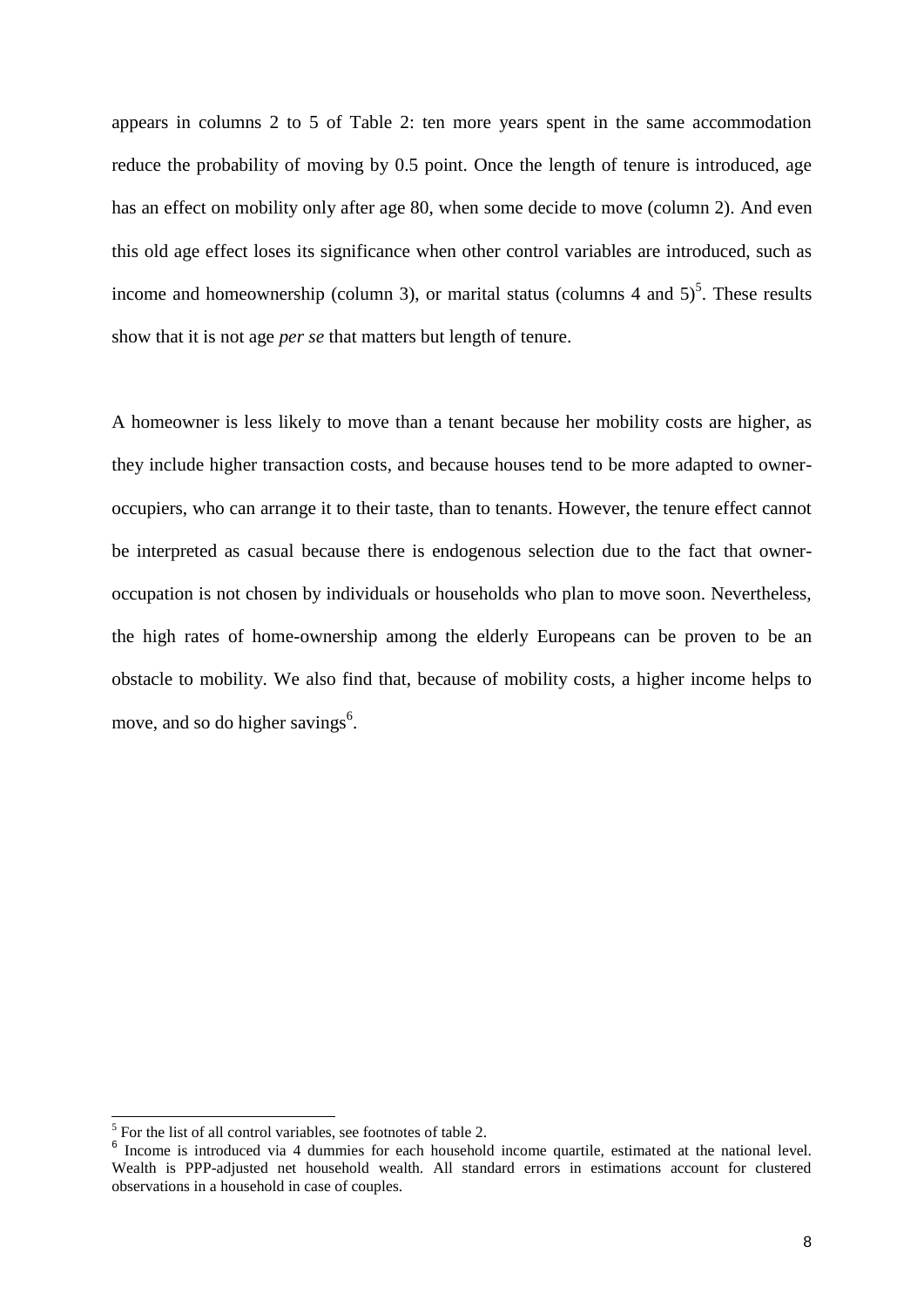appears in columns 2 to 5 of Table 2: ten more years spent in the same accommodation reduce the probability of moving by 0.5 point. Once the length of tenure is introduced, age has an effect on mobility only after age 80, when some decide to move (column 2). And even this old age effect loses its significance when other control variables are introduced, such as income and homeownership (column 3), or marital status (columns 4 and 5)[5]. These results show that it is not age *per se* that matters but length of tenure.

A homeowner is less likely to move than a tenant because her mobility costs are higher, as they include higher transaction costs, and because houses tend to be more adapted to owner-occupiers, who can arrange it to their taste, than to tenants. However, the tenure effect cannot be interpreted as casual because there is endogenous selection due to the fact that owner-occupation is not chosen by individuals or households who plan to move soon. Nevertheless, the high rates of home-ownership among the elderly Europeans can be proven to be an obstacle to mobility. We also find that, because of mobility costs, a higher income helps to move, and so do higher savings[6].

---

[5] For the list of all control variables, see footnotes of table 2.

[6] Income is introduced via 4 dummies for each household income quartile, estimated at the national level. Wealth is PPP-adjusted net household wealth. All standard errors in estimations account for clustered observations in a household in case of couples.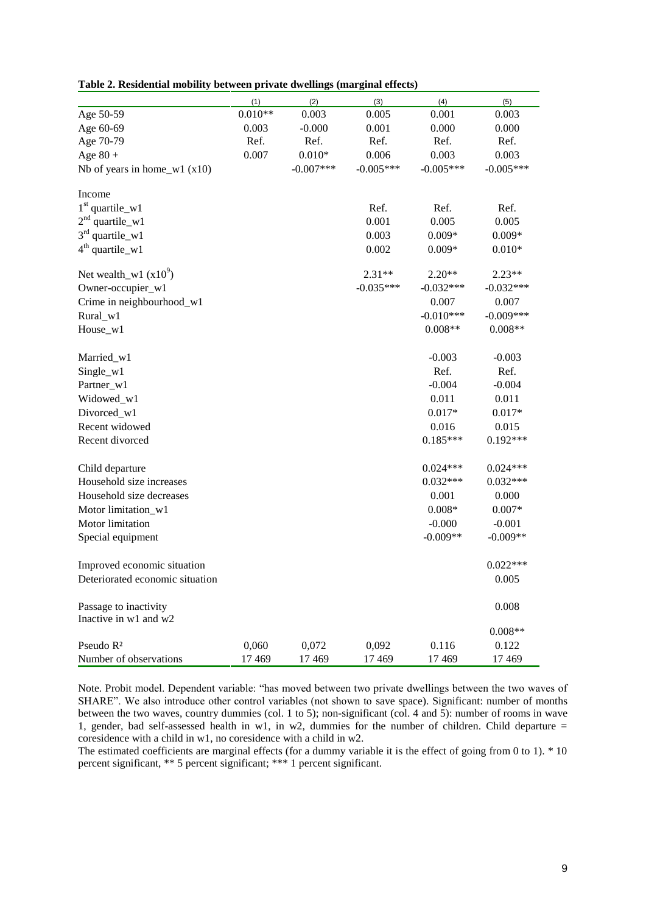**Table 2. Residential mobility between private dwellings (marginal effects)**

| | (1) | (2) | (3) | (4) | (5) |
|---|---|---|---|---|---|
| Age 50-59 | 0.010** | 0.003 | 0.005 | 0.001 | 0.003 |
| Age 60-69 | 0.003 | -0.000 | 0.001 | 0.000 | 0.000 |
| Age 70-79 | Ref. | Ref. | Ref. | Ref. | Ref. |
| Age 80 + | 0.007 | 0.010* | 0.006 | 0.003 | 0.003 |
| Nb of years in home_w1 (x10) | | -0.007*** | -0.005*** | -0.005*** | -0.005*** |
| Income | | | | | |
| 1st quartile_w1 | | | Ref. | Ref. | Ref. |
| 2nd quartile_w1 | | | 0.001 | 0.005 | 0.005 |
| 3rd quartile_w1 | | | 0.003 | 0.009* | 0.009* |
| 4th quartile_w1 | | | 0.002 | 0.009* | 0.010* |
| Net wealth_w1 ($x10^9$) | | | 2.31** | 2.20** | 2.23** |
| Owner-occupier_w1 | | | -0.035*** | -0.032*** | -0.032*** |
| Crime in neighbourhood_w1 | | | | 0.007 | 0.007 |
| Rural_w1 | | | | -0.010*** | -0.009*** |
| House_w1 | | | | 0.008** | 0.008** |
| Married_w1 | | | | -0.003 | -0.003 |
| Single_w1 | | | | Ref. | Ref. |
| Partner_w1 | | | | -0.004 | -0.004 |
| Widowed_w1 | | | | 0.011 | 0.011 |
| Divorced_w1 | | | | 0.017* | 0.017* |
| Recent widowed | | | | 0.016 | 0.015 |
| Recent divorced | | | | 0.185*** | 0.192*** |
| Child departure | | | | 0.024*** | 0.024*** |
| Household size increases | | | | 0.032*** | 0.032*** |
| Household size decreases | | | | 0.001 | 0.000 |
| Motor limitation_w1 | | | | 0.008* | 0.007* |
| Motor limitation | | | | -0.000 | -0.001 |
| Special equipment | | | | -0.009** | -0.009** |
| Improved economic situation | | | | | 0.022*** |
| Deteriorated economic situation | | | | | 0.005 |
| Passage to inactivity | | | | | 0.008 |
| Inactive in w1 and w2 | | | | | 0.008** |
| Pseudo $R^2$ | 0,060 | 0,072 | 0,092 | 0.116 | 0.122 |
| Number of observations | 17 469 | 17 469 | 17 469 | 17 469 | 17 469 |

Note. Probit model. Dependent variable: "has moved between two private dwellings between the two waves of SHARE". We also introduce other control variables (not shown to save space). Significant: number of months between the two waves, country dummies (col. 1 to 5); non-significant (col. 4 and 5): number of rooms in wave 1, gender, bad self-assessed health in w1, in w2, dummies for the number of children. Child departure = coresidence with a child in w1, no coresidence with a child in w2.

The estimated coefficients are marginal effects (for a dummy variable it is the effect of going from 0 to 1). * 10 percent significant, ** 5 percent significant; *** 1 percent significant.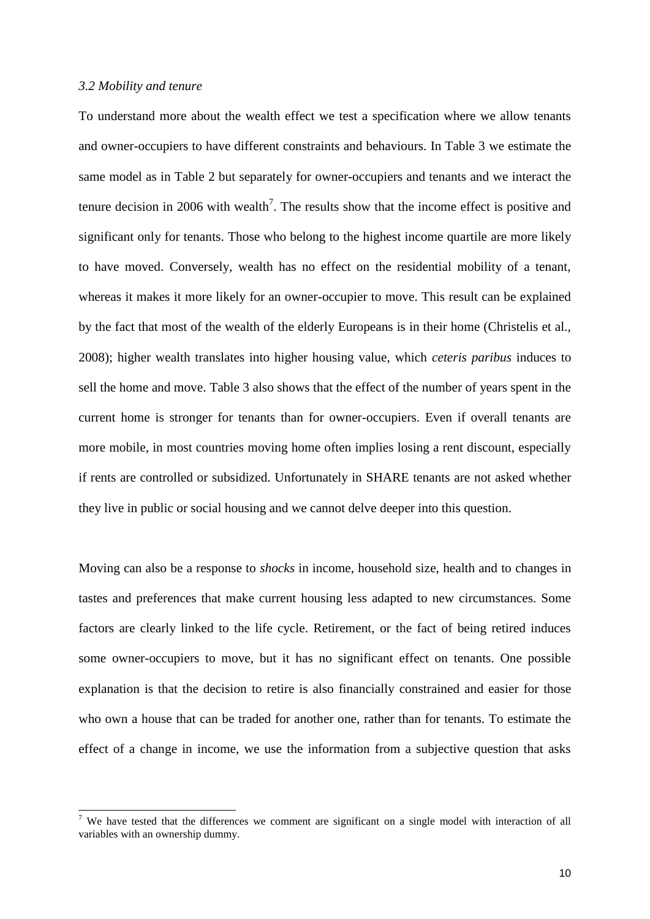### *3.2 Mobility and tenure*

To understand more about the wealth effect we test a specification where we allow tenants and owner-occupiers to have different constraints and behaviours. In Table 3 we estimate the same model as in Table 2 but separately for owner-occupiers and tenants and we interact the tenure decision in 2006 with wealth[7]. The results show that the income effect is positive and significant only for tenants. Those who belong to the highest income quartile are more likely to have moved. Conversely, wealth has no effect on the residential mobility of a tenant, whereas it makes it more likely for an owner-occupier to move. This result can be explained by the fact that most of the wealth of the elderly Europeans is in their home (Christelis et al., 2008); higher wealth translates into higher housing value, which *ceteris paribus* induces to sell the home and move. Table 3 also shows that the effect of the number of years spent in the current home is stronger for tenants than for owner-occupiers. Even if overall tenants are more mobile, in most countries moving home often implies losing a rent discount, especially if rents are controlled or subsidized. Unfortunately in SHARE tenants are not asked whether they live in public or social housing and we cannot delve deeper into this question.

Moving can also be a response to *shocks* in income, household size, health and to changes in tastes and preferences that make current housing less adapted to new circumstances. Some factors are clearly linked to the life cycle. Retirement, or the fact of being retired induces some owner-occupiers to move, but it has no significant effect on tenants. One possible explanation is that the decision to retire is also financially constrained and easier for those who own a house that can be traded for another one, rather than for tenants. To estimate the effect of a change in income, we use the information from a subjective question that asks

[7] We have tested that the differences we comment are significant on a single model with interaction of all variables with an ownership dummy.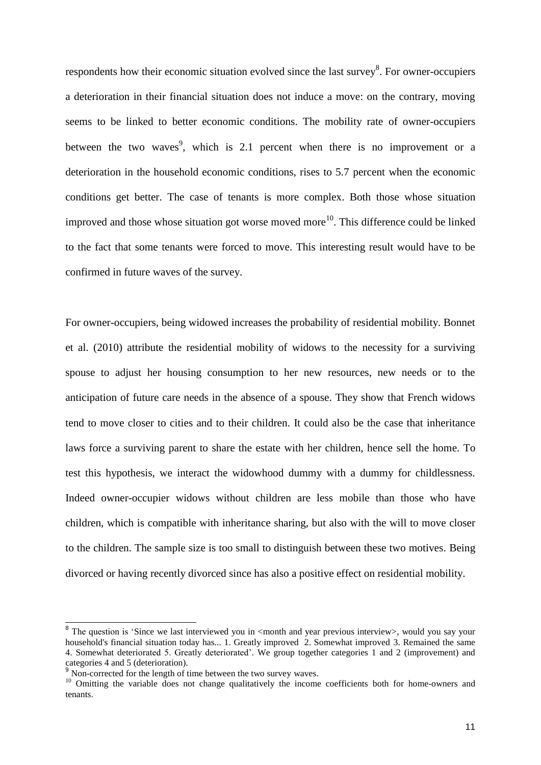respondents how their economic situation evolved since the last survey[8]. For owner-occupiers a deterioration in their financial situation does not induce a move: on the contrary, moving seems to be linked to better economic conditions. The mobility rate of owner-occupiers between the two waves[9], which is 2.1 percent when there is no improvement or a deterioration in the household economic conditions, rises to 5.7 percent when the economic conditions get better. The case of tenants is more complex. Both those whose situation improved and those whose situation got worse moved more[10]. This difference could be linked to the fact that some tenants were forced to move. This interesting result would have to be confirmed in future waves of the survey.

For owner-occupiers, being widowed increases the probability of residential mobility. Bonnet et al. (2010) attribute the residential mobility of widows to the necessity for a surviving spouse to adjust her housing consumption to her new resources, new needs or to the anticipation of future care needs in the absence of a spouse. They show that French widows tend to move closer to cities and to their children. It could also be the case that inheritance laws force a surviving parent to share the estate with her children, hence sell the home. To test this hypothesis, we interact the widowhood dummy with a dummy for childlessness. Indeed owner-occupier widows without children are less mobile than those who have children, which is compatible with inheritance sharing, but also with the will to move closer to the children. The sample size is too small to distinguish between these two motives. Being divorced or having recently divorced since has also a positive effect on residential mobility.

---

[8] The question is 'Since we last interviewed you in <month and year previous interview>, would you say your household's financial situation today has... 1. Greatly improved 2. Somewhat improved 3. Remained the same 4. Somewhat deteriorated 5. Greatly deteriorated'. We group together categories 1 and 2 (improvement) and categories 4 and 5 (deterioration).

[9] Non-corrected for the length of time between the two survey waves.

[10] Omitting the variable does not change qualitatively the income coefficients both for home-owners and tenants.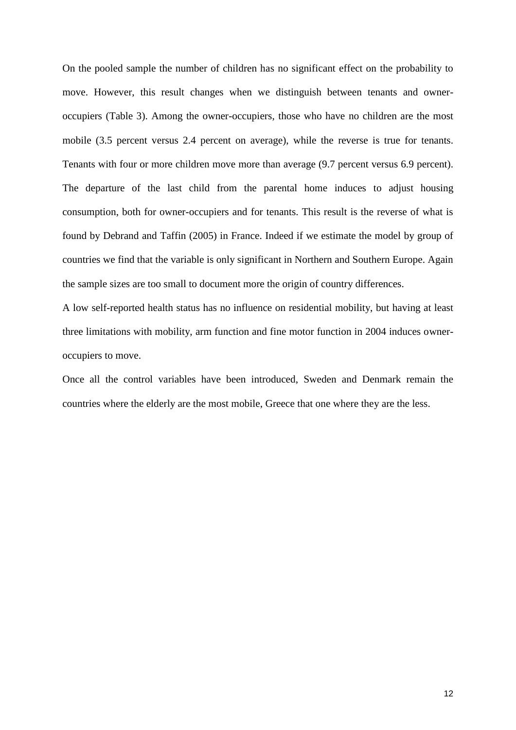On the pooled sample the number of children has no significant effect on the probability to move. However, this result changes when we distinguish between tenants and owner-occupiers (Table 3). Among the owner-occupiers, those who have no children are the most mobile (3.5 percent versus 2.4 percent on average), while the reverse is true for tenants. Tenants with four or more children move more than average (9.7 percent versus 6.9 percent). The departure of the last child from the parental home induces to adjust housing consumption, both for owner-occupiers and for tenants. This result is the reverse of what is found by Debrand and Taffin (2005) in France. Indeed if we estimate the model by group of countries we find that the variable is only significant in Northern and Southern Europe. Again the sample sizes are too small to document more the origin of country differences.

A low self-reported health status has no influence on residential mobility, but having at least three limitations with mobility, arm function and fine motor function in 2004 induces owner-occupiers to move.

Once all the control variables have been introduced, Sweden and Denmark remain the countries where the elderly are the most mobile, Greece that one where they are the less.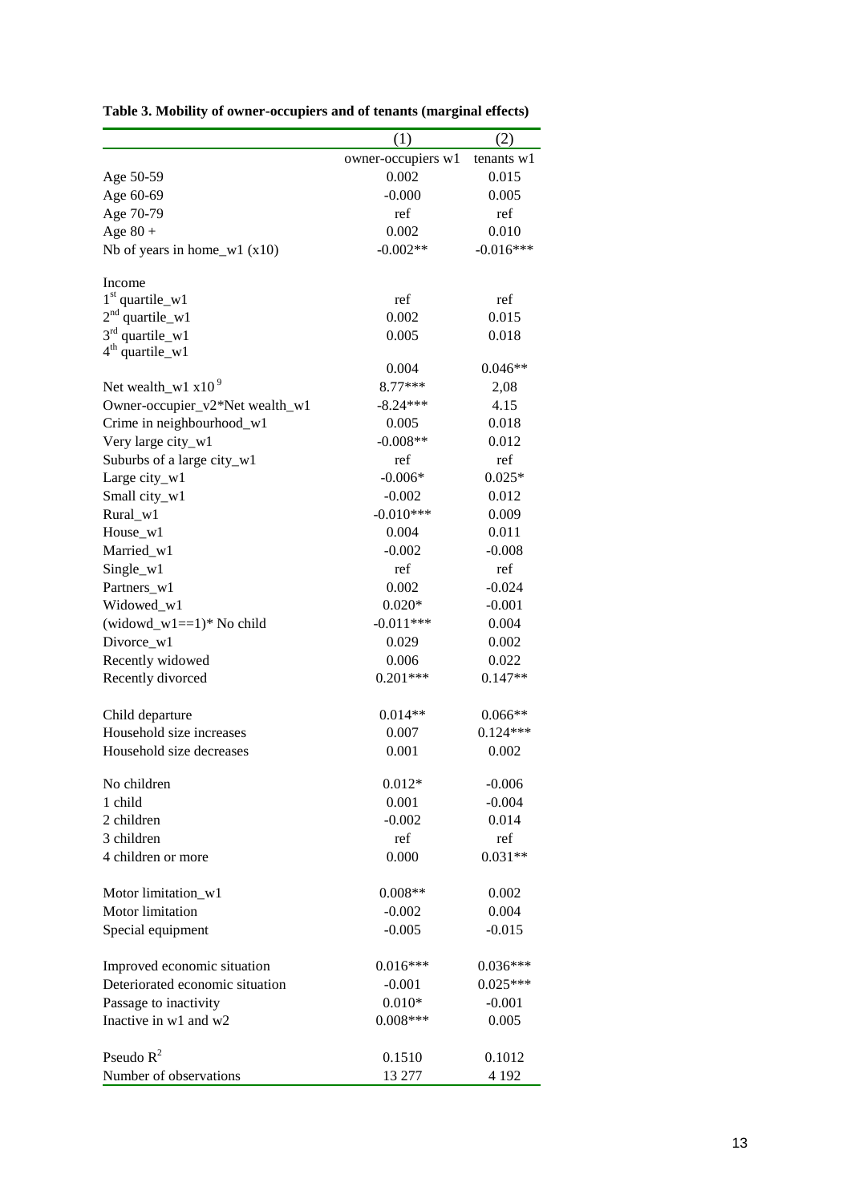**Table 3. Mobility of owner-occupiers and of tenants (marginal effects)**

| | (1) | (2) |
|---|---|---|
| | owner-occupiers w1 | tenants w1 |
| Age 50-59 | 0.002 | 0.015 |
| Age 60-69 | -0.000 | 0.005 |
| Age 70-79 | ref | ref |
| Age 80 + | 0.002 | 0.010 |
| Nb of years in home_w1 (x10) | -0.002** | -0.016*** |
| Income | | |
| $1^{st}$ quartile_w1 | ref | ref |
| $2^{nd}$ quartile_w1 | 0.002 | 0.015 |
| $3^{rd}$ quartile_w1 | 0.005 | 0.018 |
| $4^{th}$ quartile_w1 | 0.004 | 0.046** |
| Net wealth_w1 $x10^9$ | 8.77*** | 2,08 |
| Owner-occupier_v2*Net wealth_w1 | -8.24*** | 4.15 |
| Crime in neighbourhood_w1 | 0.005 | 0.018 |
| Very large city_w1 | -0.008** | 0.012 |
| Suburbs of a large city_w1 | ref | ref |
| Large city_w1 | -0.006* | 0.025* |
| Small city_w1 | -0.002 | 0.012 |
| Rural_w1 | -0.010*** | 0.009 |
| House_w1 | 0.004 | 0.011 |
| Married_w1 | -0.002 | -0.008 |
| Single_w1 | ref | ref |
| Partners_w1 | 0.002 | -0.024 |
| Widowed_w1 | 0.020* | -0.001 |
| (widowd_w1==1)* No child | -0.011*** | 0.004 |
| Divorce_w1 | 0.029 | 0.002 |
| Recently widowed | 0.006 | 0.022 |
| Recently divorced | 0.201*** | 0.147** |
| Child departure | 0.014** | 0.066** |
| Household size increases | 0.007 | 0.124*** |
| Household size decreases | 0.001 | 0.002 |
| No children | 0.012* | -0.006 |
| 1 child | 0.001 | -0.004 |
| 2 children | -0.002 | 0.014 |
| 3 children | ref | ref |
| 4 children or more | 0.000 | 0.031** |
| Motor limitation_w1 | 0.008** | 0.002 |
| Motor limitation | -0.002 | 0.004 |
| Special equipment | -0.005 | -0.015 |
| Improved economic situation | 0.016*** | 0.036*** |
| Deteriorated economic situation | -0.001 | 0.025*** |
| Passage to inactivity | 0.010* | -0.001 |
| Inactive in w1 and w2 | 0.008*** | 0.005 |
| Pseudo $R^2$ | 0.1510 | 0.1012 |
| Number of observations | 13 277 | 4 192 |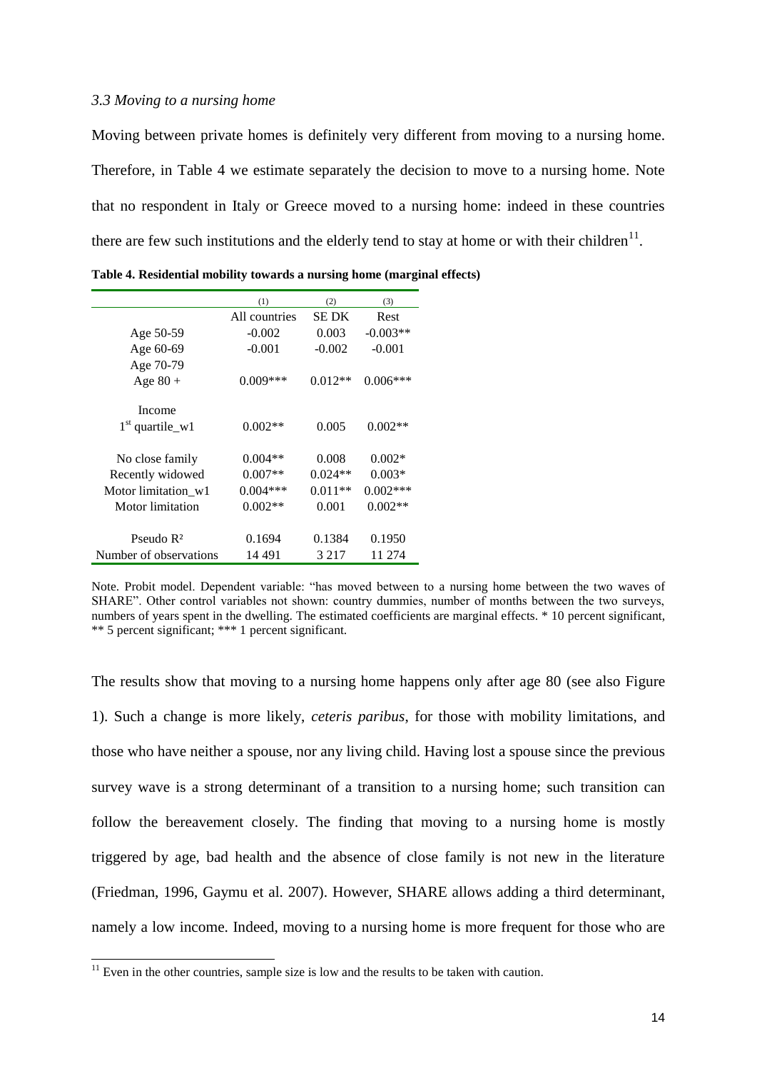### *3.3 Moving to a nursing home*

Moving between private homes is definitely very different from moving to a nursing home. Therefore, in Table 4 we estimate separately the decision to move to a nursing home. Note that no respondent in Italy or Greece moved to a nursing home: indeed in these countries there are few such institutions and the elderly tend to stay at home or with their children[11].

**Table 4. Residential mobility towards a nursing home (marginal effects)**

| | (1) | (2) | (3) |
|---|---|---|---|
| | All countries | SE DK | Rest |
| Age 50-59 | -0.002 | 0.003 | -0.003** |
| Age 60-69 | -0.001 | -0.002 | -0.001 |
| Age 70-79 | | | |
| Age 80 + | 0.009*** | 0.012** | 0.006*** |
| Income | | | |
| 1st quartile_w1 | 0.002** | 0.005 | 0.002** |
| No close family | 0.004** | 0.008 | 0.002* |
| Recently widowed | 0.007** | 0.024** | 0.003* |
| Motor limitation_w1 | 0.004*** | 0.011** | 0.002*** |
| Motor limitation | 0.002** | 0.001 | 0.002** |
| Pseudo $R^2$ | 0.1694 | 0.1384 | 0.1950 |
| Number of observations | 14 491 | 3 217 | 11 274 |

Note. Probit model. Dependent variable: "has moved between to a nursing home between the two waves of SHARE". Other control variables not shown: country dummies, number of months between the two surveys, numbers of years spent in the dwelling. The estimated coefficients are marginal effects. * 10 percent significant, ** 5 percent significant; *** 1 percent significant.

The results show that moving to a nursing home happens only after age 80 (see also Figure 1). Such a change is more likely, *ceteris paribus*, for those with mobility limitations, and those who have neither a spouse, nor any living child. Having lost a spouse since the previous survey wave is a strong determinant of a transition to a nursing home; such transition can follow the bereavement closely. The finding that moving to a nursing home is mostly triggered by age, bad health and the absence of close family is not new in the literature (Friedman, 1996, Gaymu et al. 2007). However, SHARE allows adding a third determinant, namely a low income. Indeed, moving to a nursing home is more frequent for those who are

[11] Even in the other countries, sample size is low and the results to be taken with caution.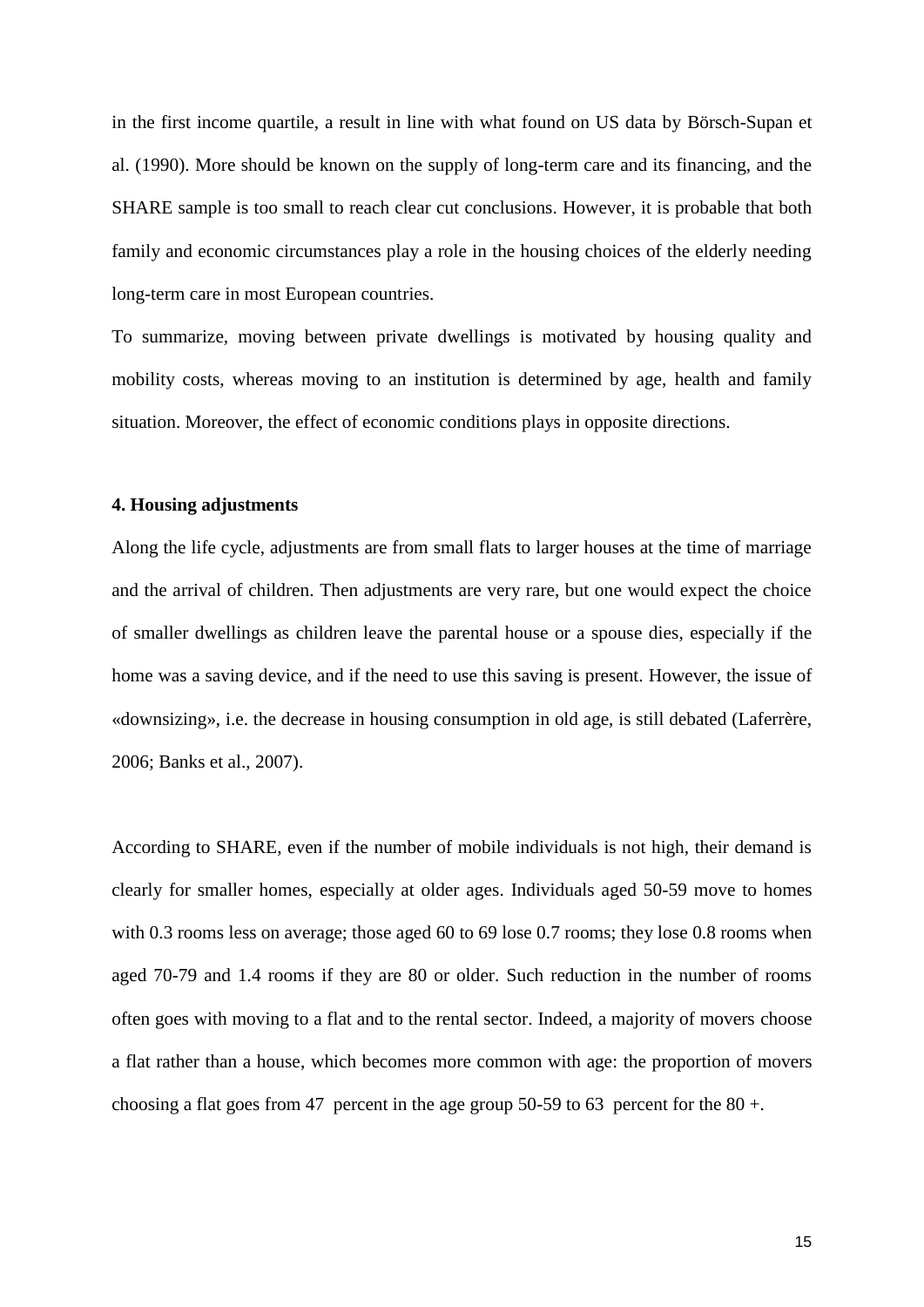in the first income quartile, a result in line with what found on US data by Börsch-Supan et al. (1990). More should be known on the supply of long-term care and its financing, and the SHARE sample is too small to reach clear cut conclusions. However, it is probable that both family and economic circumstances play a role in the housing choices of the elderly needing long-term care in most European countries.

To summarize, moving between private dwellings is motivated by housing quality and mobility costs, whereas moving to an institution is determined by age, health and family situation. Moreover, the effect of economic conditions plays in opposite directions.

#### 4. Housing adjustments

Along the life cycle, adjustments are from small flats to larger houses at the time of marriage and the arrival of children. Then adjustments are very rare, but one would expect the choice of smaller dwellings as children leave the parental house or a spouse dies, especially if the home was a saving device, and if the need to use this saving is present. However, the issue of «downsizing», i.e. the decrease in housing consumption in old age, is still debated (Laferrère, 2006; Banks et al., 2007).

According to SHARE, even if the number of mobile individuals is not high, their demand is clearly for smaller homes, especially at older ages. Individuals aged 50-59 move to homes with 0.3 rooms less on average; those aged 60 to 69 lose 0.7 rooms; they lose 0.8 rooms when aged 70-79 and 1.4 rooms if they are 80 or older. Such reduction in the number of rooms often goes with moving to a flat and to the rental sector. Indeed, a majority of movers choose a flat rather than a house, which becomes more common with age: the proportion of movers choosing a flat goes from 47 percent in the age group 50-59 to 63 percent for the 80 +.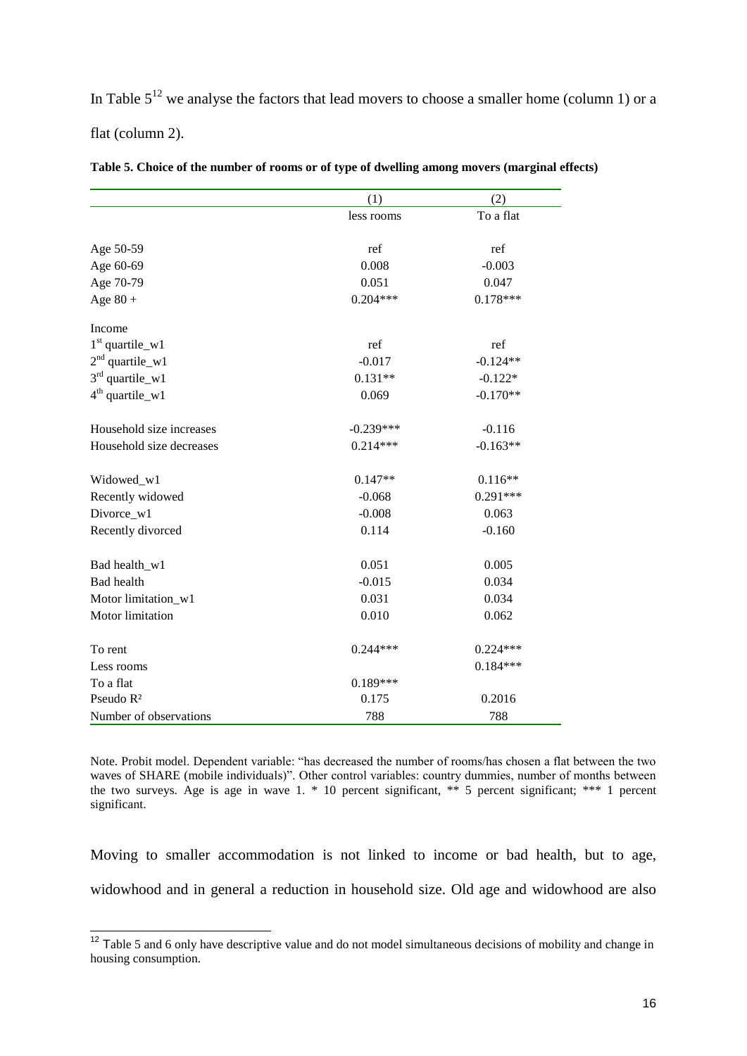In Table 5[12] we analyse the factors that lead movers to choose a smaller home (column 1) or a flat (column 2).

**Table 5. Choice of the number of rooms or of type of dwelling among movers (marginal effects)**

| | (1) | (2) |
|---|---|---|
| | less rooms | To a flat |
| Age 50-59 | ref | ref |
| Age 60-69 | 0.008 | -0.003 |
| Age 70-79 | 0.051 | 0.047 |
| Age 80 + | 0.204*** | 0.178*** |
| Income | | |
| $1^{st}$ quartile_w1 | ref | ref |
| $2^{nd}$ quartile_w1 | -0.017 | -0.124** |
| $3^{rd}$ quartile_w1 | 0.131** | -0.122* |
| $4^{th}$ quartile_w1 | 0.069 | -0.170** |
| Household size increases | -0.239*** | -0.116 |
| Household size decreases | 0.214*** | -0.163** |
| Widowed_w1 | 0.147** | 0.116** |
| Recently widowed | -0.068 | 0.291*** |
| Divorce_w1 | -0.008 | 0.063 |
| Recently divorced | 0.114 | -0.160 |
| Bad health_w1 | 0.051 | 0.005 |
| Bad health | -0.015 | 0.034 |
| Motor limitation_w1 | 0.031 | 0.034 |
| Motor limitation | 0.010 | 0.062 |
| To rent | 0.244*** | 0.224*** |
| Less rooms | | 0.184*** |
| To a flat | 0.189*** | |
| Pseudo $R^2$ | 0.175 | 0.2016 |
| Number of observations | 788 | 788 |

Note. Probit model. Dependent variable: "has decreased the number of rooms/has chosen a flat between the two waves of SHARE (mobile individuals)". Other control variables: country dummies, number of months between the two surveys. Age is age in wave 1. * 10 percent significant, ** 5 percent significant; *** 1 percent significant.

Moving to smaller accommodation is not linked to income or bad health, but to age, widowhood and in general a reduction in household size. Old age and widowhood are also

[12] Table 5 and 6 only have descriptive value and do not model simultaneous decisions of mobility and change in housing consumption.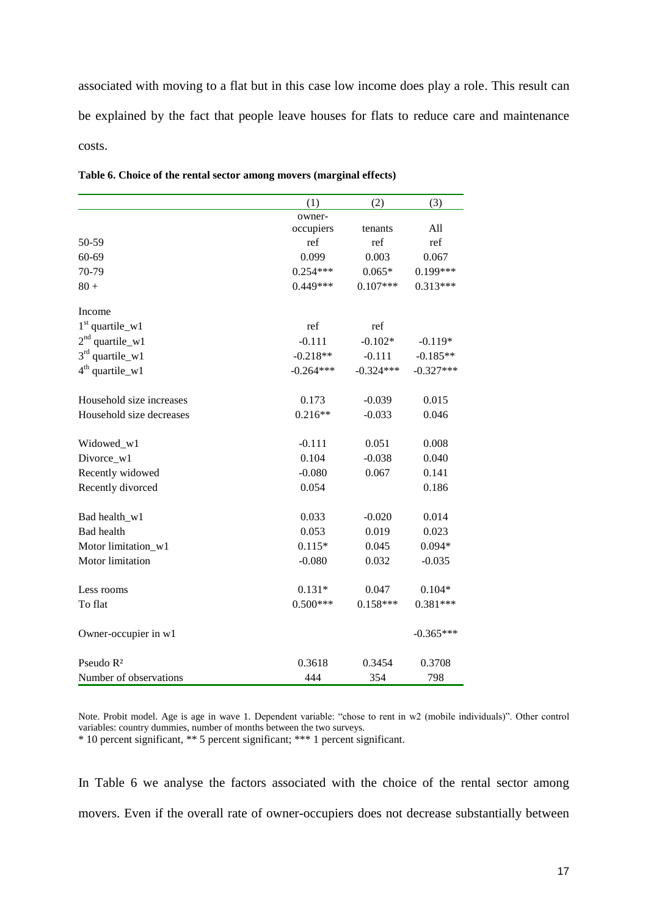associated with moving to a flat but in this case low income does play a role. This result can be explained by the fact that people leave houses for flats to reduce care and maintenance costs.

**Table 6. Choice of the rental sector among movers (marginal effects)**

| | (1) | (2) | (3) |
|---|---|---|---|
| | owner-occupiers | tenants | All |
| 50-59 | ref | ref | ref |
| 60-69 | 0.099 | 0.003 | 0.067 |
| 70-79 | 0.254*** | 0.065* | 0.199*** |
| 80 + | 0.449*** | 0.107*** | 0.313*** |
| Income | | | |
| 1st quartile_w1 | ref | ref | |
| 2nd quartile_w1 | -0.111 | -0.102* | -0.119* |
| 3rd quartile_w1 | -0.218** | -0.111 | -0.185** |
| 4th quartile_w1 | -0.264*** | -0.324*** | -0.327*** |
| Household size increases | 0.173 | -0.039 | 0.015 |
| Household size decreases | 0.216** | -0.033 | 0.046 |
| Widowed_w1 | -0.111 | 0.051 | 0.008 |
| Divorce_w1 | 0.104 | -0.038 | 0.040 |
| Recently widowed | -0.080 | 0.067 | 0.141 |
| Recently divorced | 0.054 | | 0.186 |
| Bad health_w1 | 0.033 | -0.020 | 0.014 |
| Bad health | 0.053 | 0.019 | 0.023 |
| Motor limitation_w1 | 0.115* | 0.045 | 0.094* |
| Motor limitation | -0.080 | 0.032 | -0.035 |
| Less rooms | 0.131* | 0.047 | 0.104* |
| To flat | 0.500*** | 0.158*** | 0.381*** |
| Owner-occupier in w1 | | | -0.365*** |
| Pseudo $R^2$ | 0.3618 | 0.3454 | 0.3708 |
| Number of observations | 444 | 354 | 798 |

Note. Probit model. Age is age in wave 1. Dependent variable: "chose to rent in w2 (mobile individuals)". Other control variables: country dummies, number of months between the two surveys.
* 10 percent significant, ** 5 percent significant; *** 1 percent significant.

In Table 6 we analyse the factors associated with the choice of the rental sector among movers. Even if the overall rate of owner-occupiers does not decrease substantially between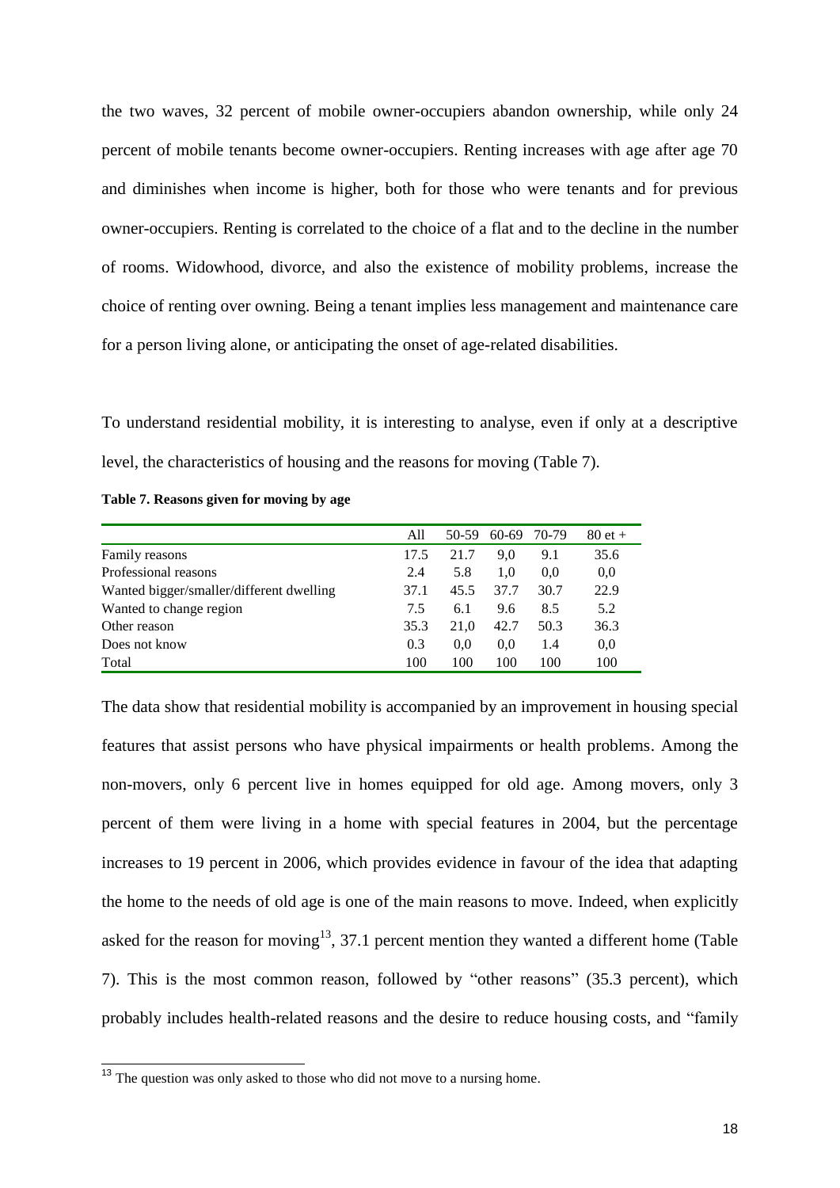the two waves, 32 percent of mobile owner-occupiers abandon ownership, while only 24 percent of mobile tenants become owner-occupiers. Renting increases with age after age 70 and diminishes when income is higher, both for those who were tenants and for previous owner-occupiers. Renting is correlated to the choice of a flat and to the decline in the number of rooms. Widowhood, divorce, and also the existence of mobility problems, increase the choice of renting over owning. Being a tenant implies less management and maintenance care for a person living alone, or anticipating the onset of age-related disabilities.

To understand residential mobility, it is interesting to analyse, even if only at a descriptive level, the characteristics of housing and the reasons for moving (Table 7).

**Table 7. Reasons given for moving by age**

| | All | 50-59 | 60-69 | 70-79 | 80 et + |
|---|---|---|---|---|---|
| Family reasons | 17.5 | 21.7 | 9,0 | 9.1 | 35.6 |
| Professional reasons | 2.4 | 5.8 | 1,0 | 0,0 | 0,0 |
| Wanted bigger/smaller/different dwelling | 37.1 | 45.5 | 37.7 | 30.7 | 22.9 |
| Wanted to change region | 7.5 | 6.1 | 9.6 | 8.5 | 5.2 |
| Other reason | 35.3 | 21,0 | 42.7 | 50.3 | 36.3 |
| Does not know | 0.3 | 0,0 | 0,0 | 1.4 | 0,0 |
| Total | 100 | 100 | 100 | 100 | 100 |

The data show that residential mobility is accompanied by an improvement in housing special features that assist persons who have physical impairments or health problems. Among the non-movers, only 6 percent live in homes equipped for old age. Among movers, only 3 percent of them were living in a home with special features in 2004, but the percentage increases to 19 percent in 2006, which provides evidence in favour of the idea that adapting the home to the needs of old age is one of the main reasons to move. Indeed, when explicitly asked for the reason for moving[13], 37.1 percent mention they wanted a different home (Table 7). This is the most common reason, followed by "other reasons" (35.3 percent), which probably includes health-related reasons and the desire to reduce housing costs, and "family

[13] The question was only asked to those who did not move to a nursing home.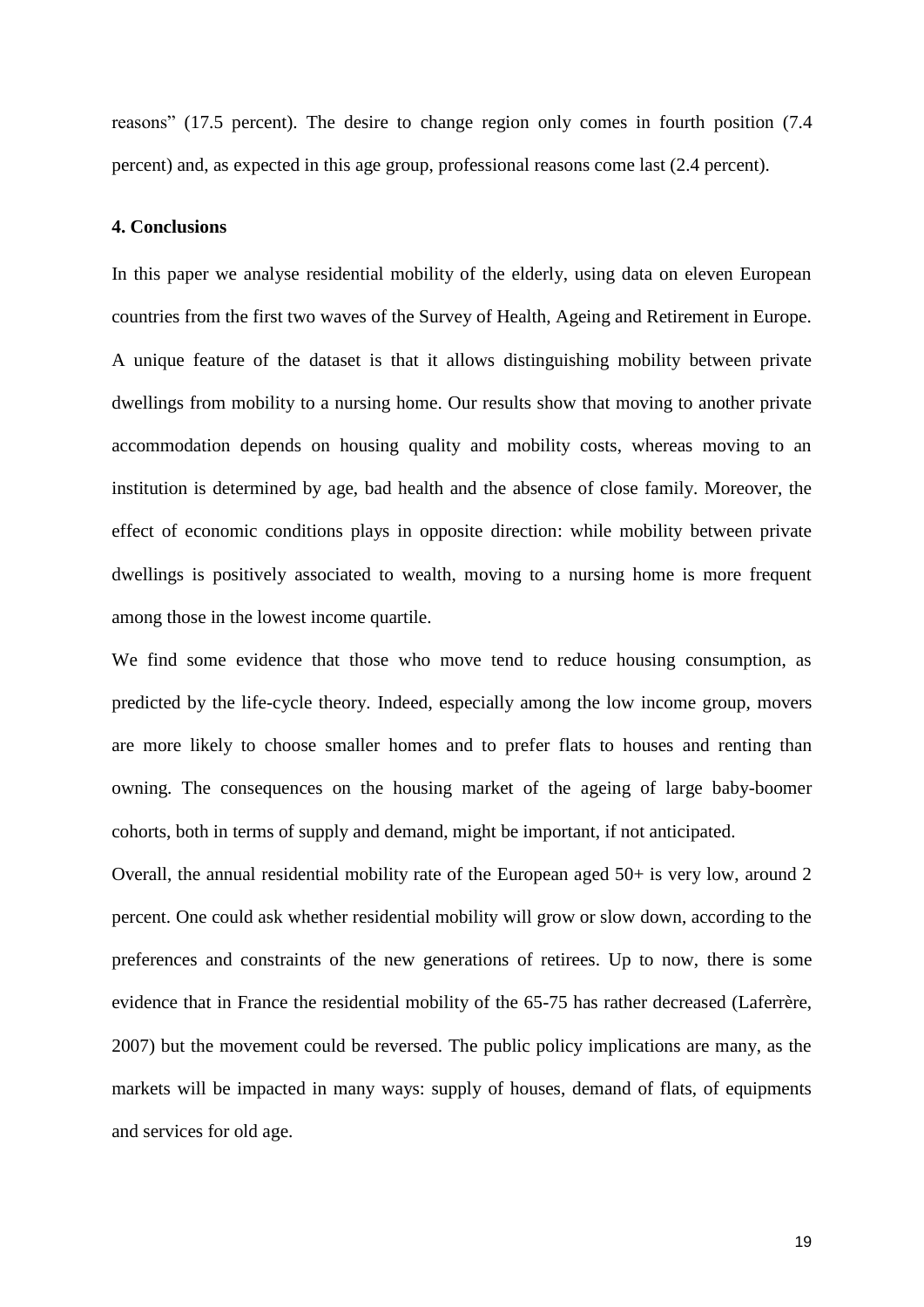reasons" (17.5 percent). The desire to change region only comes in fourth position (7.4 percent) and, as expected in this age group, professional reasons come last (2.4 percent).

## 4. Conclusions

In this paper we analyse residential mobility of the elderly, using data on eleven European countries from the first two waves of the Survey of Health, Ageing and Retirement in Europe. A unique feature of the dataset is that it allows distinguishing mobility between private dwellings from mobility to a nursing home. Our results show that moving to another private accommodation depends on housing quality and mobility costs, whereas moving to an institution is determined by age, bad health and the absence of close family. Moreover, the effect of economic conditions plays in opposite direction: while mobility between private dwellings is positively associated to wealth, moving to a nursing home is more frequent among those in the lowest income quartile.

We find some evidence that those who move tend to reduce housing consumption, as predicted by the life-cycle theory. Indeed, especially among the low income group, movers are more likely to choose smaller homes and to prefer flats to houses and renting than owning. The consequences on the housing market of the ageing of large baby-boomer cohorts, both in terms of supply and demand, might be important, if not anticipated.

Overall, the annual residential mobility rate of the European aged 50+ is very low, around 2 percent. One could ask whether residential mobility will grow or slow down, according to the preferences and constraints of the new generations of retirees. Up to now, there is some evidence that in France the residential mobility of the 65-75 has rather decreased (Laferrère, 2007) but the movement could be reversed. The public policy implications are many, as the markets will be impacted in many ways: supply of houses, demand of flats, of equipments and services for old age.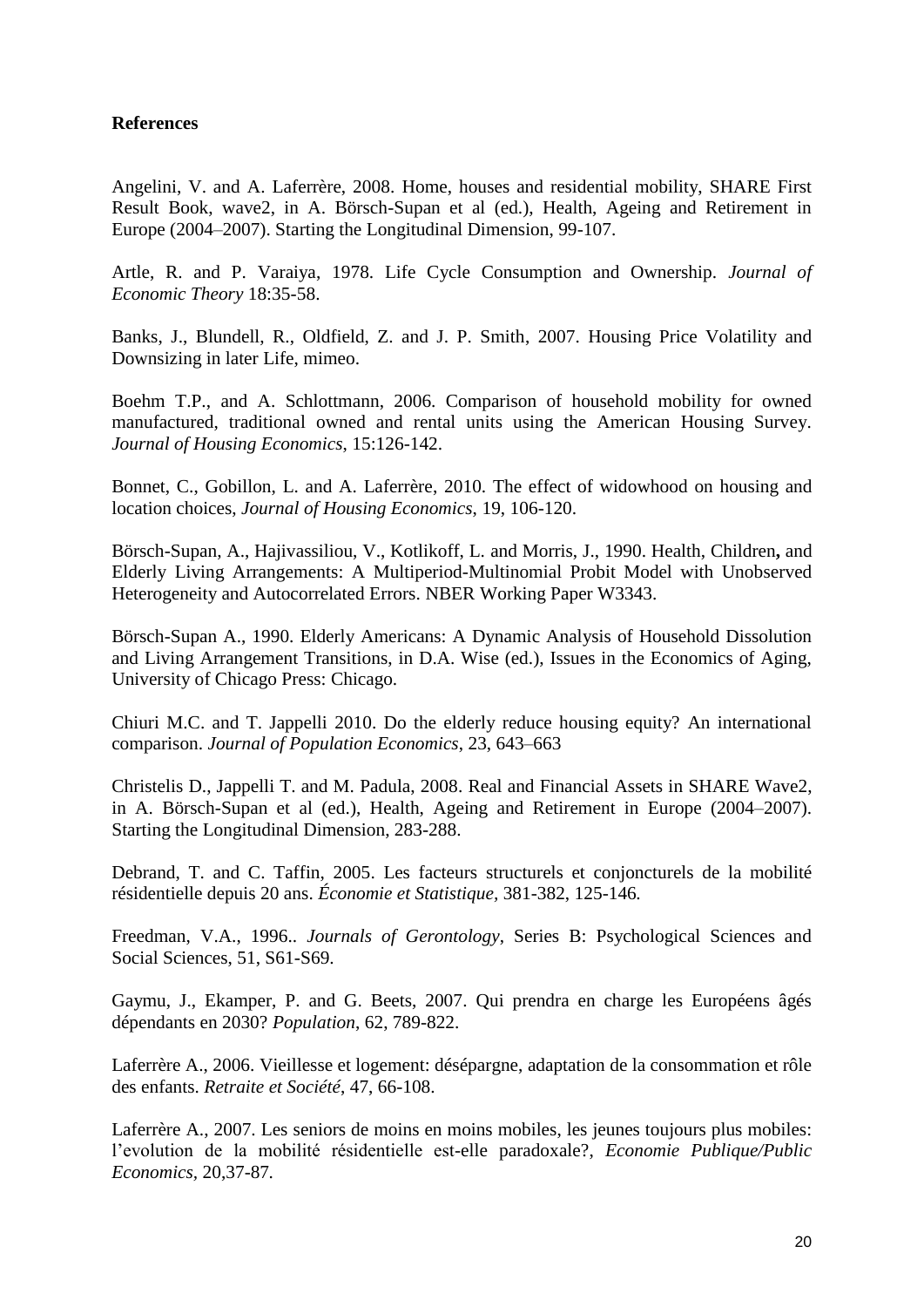**References**

Angelini, V. and A. Laferrère, 2008. Home, houses and residential mobility, SHARE First Result Book, wave2, in A. Börsch-Supan et al (ed.), Health, Ageing and Retirement in Europe (2004–2007). Starting the Longitudinal Dimension, 99-107.

Artle, R. and P. Varaiya, 1978. Life Cycle Consumption and Ownership. *Journal of Economic Theory* 18:35-58.

Banks, J., Blundell, R., Oldfield, Z. and J. P. Smith, 2007. Housing Price Volatility and Downsizing in later Life, mimeo.

Boehm T.P., and A. Schlottmann, 2006. Comparison of household mobility for owned manufactured, traditional owned and rental units using the American Housing Survey. *Journal of Housing Economics*, 15:126-142.

Bonnet, C., Gobillon, L. and A. Laferrère, 2010. The effect of widowhood on housing and location choices, *Journal of Housing Economics*, 19, 106-120.

Börsch-Supan, A., Hajivassiliou, V., Kotlikoff, L. and Morris, J., 1990. Health, Children**,** and Elderly Living Arrangements: A Multiperiod-Multinomial Probit Model with Unobserved Heterogeneity and Autocorrelated Errors. NBER Working Paper W3343.

Börsch-Supan A., 1990. Elderly Americans: A Dynamic Analysis of Household Dissolution and Living Arrangement Transitions, in D.A. Wise (ed.), Issues in the Economics of Aging, University of Chicago Press: Chicago.

Chiuri M.C. and T. Jappelli 2010. Do the elderly reduce housing equity? An international comparison. *Journal of Population Economics*, 23, 643–663

Christelis D., Jappelli T. and M. Padula, 2008. Real and Financial Assets in SHARE Wave2, in A. Börsch-Supan et al (ed.), Health, Ageing and Retirement in Europe (2004–2007). Starting the Longitudinal Dimension, 283-288.

Debrand, T. and C. Taffin, 2005. Les facteurs structurels et conjoncturels de la mobilité résidentielle depuis 20 ans. *Économie et Statistique,* 381-382, 125-146*.*

Freedman, V.A., 1996.. *Journals of Gerontology*, Series B: Psychological Sciences and Social Sciences, 51, S61-S69.

Gaymu, J., Ekamper, P. and G. Beets, 2007. Qui prendra en charge les Européens âgés dépendants en 2030? *Population*, 62, 789-822.

Laferrère A., 2006. Vieillesse et logement: désépargne, adaptation de la consommation et rôle des enfants. *Retraite et Société*, 47, 66-108.

Laferrère A., 2007. Les seniors de moins en moins mobiles, les jeunes toujours plus mobiles: l'evolution de la mobilité résidentielle est-elle paradoxale?, *Economie Publique/Public Economics*, 20,37-87.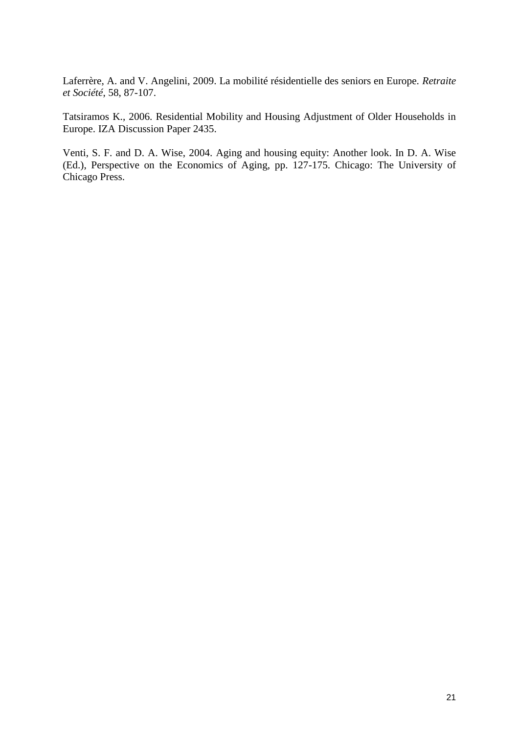Laferrère, A. and V. Angelini, 2009. La mobilité résidentielle des seniors en Europe. *Retraite et Société*, 58, 87-107.

Tatsiramos K., 2006. Residential Mobility and Housing Adjustment of Older Households in Europe. IZA Discussion Paper 2435.

Venti, S. F. and D. A. Wise, 2004. Aging and housing equity: Another look. In D. A. Wise (Ed.), Perspective on the Economics of Aging, pp. 127-175. Chicago: The University of Chicago Press.